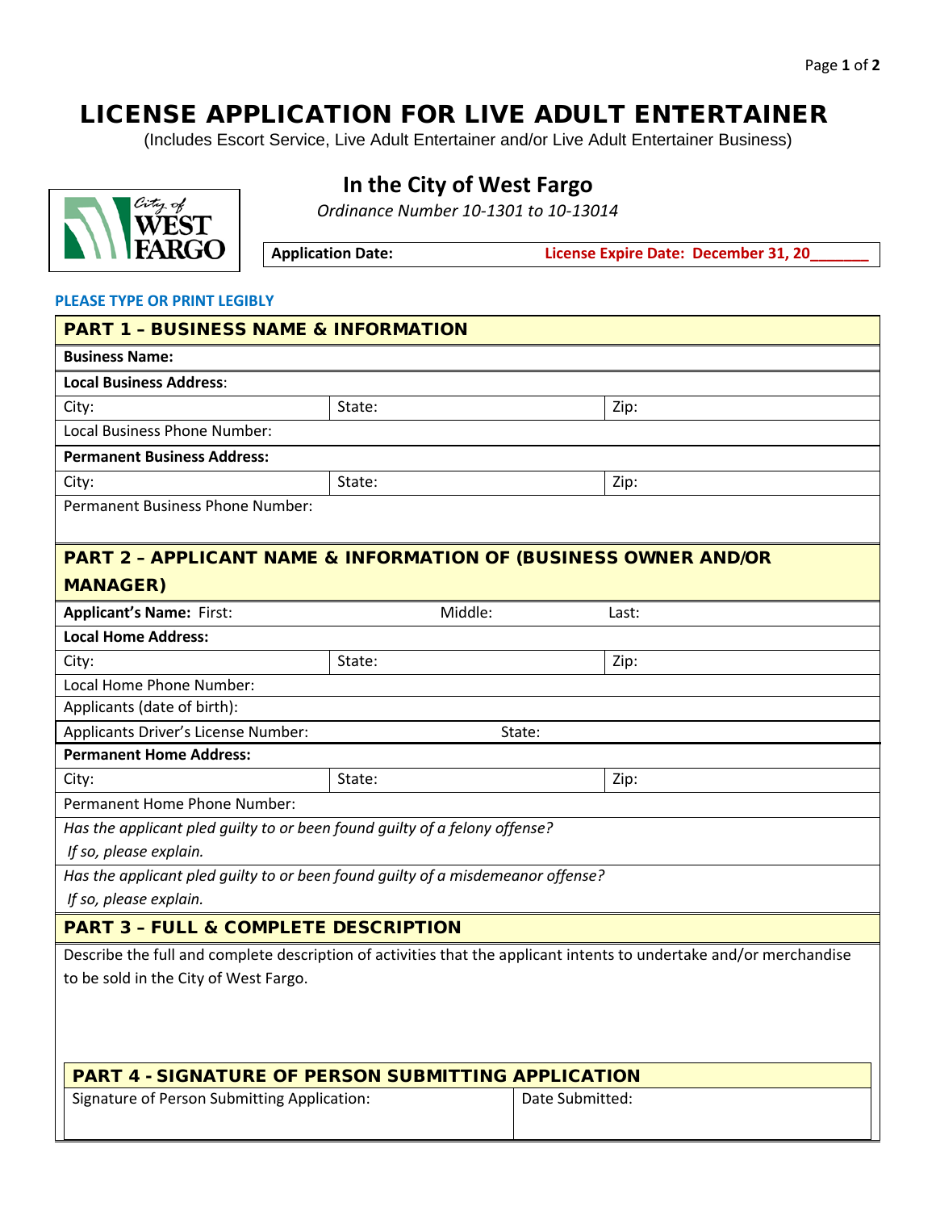# LICENSE APPLICATION FOR LIVE ADULT ENTERTAINER

(Includes Escort Service, Live Adult Entertainer and/or Live Adult Entertainer Business)

## In the City of West Fargo

*Ordinance Number 10-1301 to 10-13014*

| **Application Date:** | **License Expire Date: December 31, 20_______** |
|---|---|

**PLEASE TYPE OR PRINT LEGIBLY**

| **PART 1 – BUSINESS NAME & INFORMATION** | | |
|---|---|---|
| **Business Name:** | | |
| **Local Business Address**: | | |
| City: | State: | Zip: |
| Local Business Phone Number: | | |
| **Permanent Business Address:** | | |
| City: | State: | Zip: |
| Permanent Business Phone Number: | | |

| **PART 2 – APPLICANT NAME & INFORMATION OF (BUSINESS OWNER AND/OR MANAGER)** | | |
|---|---|---|
| **Applicant's Name:** First: | Middle: | Last: |
| **Local Home Address:** | | |
| City: | State: | Zip: |
| Local Home Phone Number: | | |
| Applicants (date of birth): | | |
| Applicants Driver's License Number: | State: | |
| **Permanent Home Address:** | | |
| City: | State: | Zip: |
| Permanent Home Phone Number: | | |
| *Has the applicant pled guilty to or been found guilty of a felony offense? If so, please explain.* | | |
| *Has the applicant pled guilty to or been found guilty of a misdemeanor offense? If so, please explain.* | | |

| **PART 3 – FULL & COMPLETE DESCRIPTION** |
|---|
| Describe the full and complete description of activities that the applicant intents to undertake and/or merchandise to be sold in the City of West Fargo. |

| **PART 4 - SIGNATURE OF PERSON SUBMITTING APPLICATION** | |
|---|---|
| Signature of Person Submitting Application: | Date Submitted: |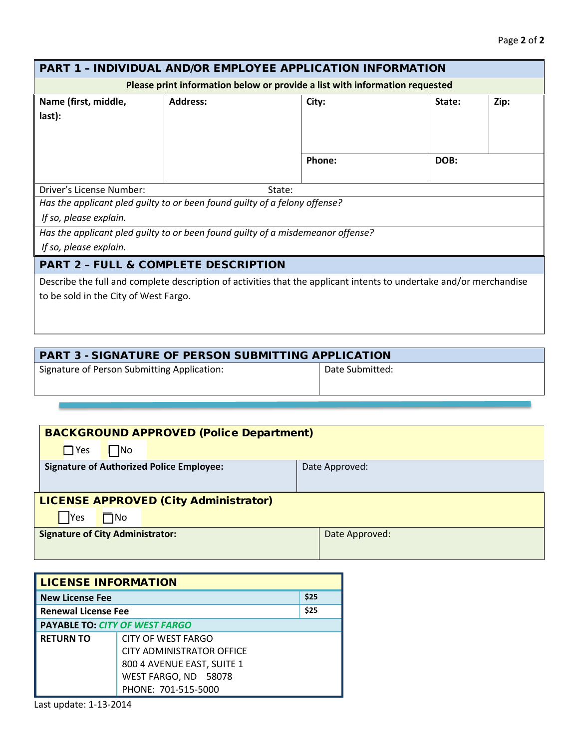## PART 1 – INDIVIDUAL AND/OR EMPLOYEE APPLICATION INFORMATION

**Please print information below or provide a list with information requested**

| **Name (first, middle, last):** | **Address:** | **City:** | **State:** | **Zip:** |
|---|---|---|---|---|
| | | **Phone:** | **DOB:** | |

Driver's License Number: State:

*Has the applicant pled guilty to or been found guilty of a felony offense?*
*If so, please explain.*

*Has the applicant pled guilty to or been found guilty of a misdemeanor offense?*
*If so, please explain.*

## PART 2 – FULL & COMPLETE DESCRIPTION

Describe the full and complete description of activities that the applicant intents to undertake and/or merchandise to be sold in the City of West Fargo.

## PART 3 - SIGNATURE OF PERSON SUBMITTING APPLICATION

| Signature of Person Submitting Application: | Date Submitted: |
|---|---|
| | |

### BACKGROUND APPROVED (Police Department)

☐ Yes ☐ No

| **Signature of Authorized Police Employee:** | Date Approved: |
|---|---|
| | |

### LICENSE APPROVED (City Administrator)

☐ Yes ☐ No

| **Signature of City Administrator:** | Date Approved: |
|---|---|
| | |

### LICENSE INFORMATION

| | |
|---|---|
| **New License Fee** | **$25** |
| **Renewal License Fee** | **$25** |
| **PAYABLE TO:** ***CITY OF WEST FARGO*** | |
| **RETURN TO** | CITY OF WEST FARGO<br>CITY ADMINISTRATOR OFFICE<br>800 4 AVENUE EAST, SUITE 1<br>WEST FARGO, ND 58078<br>PHONE: 701-515-5000 |

Last update: 1-13-2014